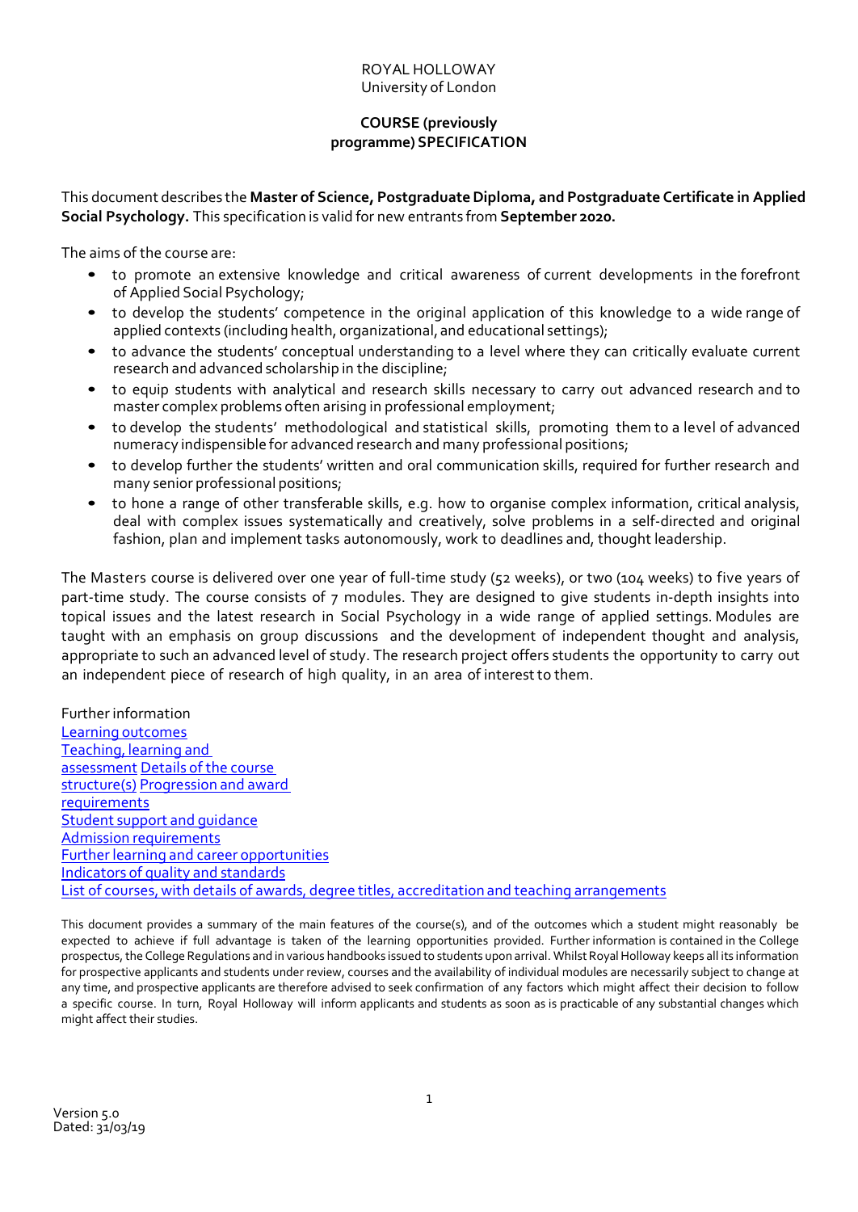ROYAL HOLLOWAY
University of London

**COURSE (previously programme) SPECIFICATION**

This document describes the **Master of Science, Postgraduate Diploma, and Postgraduate Certificate in Applied Social Psychology.** This specification is valid for new entrants from **September 2020.**

The aims of the course are:

- to promote an extensive knowledge and critical awareness of current developments in the forefront of Applied Social Psychology;
- to develop the students' competence in the original application of this knowledge to a wide range of applied contexts (including health, organizational, and educational settings);
- to advance the students' conceptual understanding to a level where they can critically evaluate current research and advanced scholarship in the discipline;
- to equip students with analytical and research skills necessary to carry out advanced research and to master complex problems often arising in professional employment;
- to develop the students' methodological and statistical skills, promoting them to a level of advanced numeracy indispensible for advanced research and many professional positions;
- to develop further the students' written and oral communication skills, required for further research and many senior professional positions;
- to hone a range of other transferable skills, e.g. how to organise complex information, critical analysis, deal with complex issues systematically and creatively, solve problems in a self-directed and original fashion, plan and implement tasks autonomously, work to deadlines and, thought leadership.

The Masters course is delivered over one year of full-time study (52 weeks), or two (104 weeks) to five years of part-time study. The course consists of 7 modules. They are designed to give students in-depth insights into topical issues and the latest research in Social Psychology in a wide range of applied settings. Modules are taught with an emphasis on group discussions and the development of independent thought and analysis, appropriate to such an advanced level of study. The research project offers students the opportunity to carry out an independent piece of research of high quality, in an area of interest to them.

Further information
Learning outcomes
Teaching, learning and assessment
Details of the course structure(s)
Progression and award requirements
Student support and guidance
Admission requirements
Further learning and career opportunities
Indicators of quality and standards
List of courses, with details of awards, degree titles, accreditation and teaching arrangements

This document provides a summary of the main features of the course(s), and of the outcomes which a student might reasonably be expected to achieve if full advantage is taken of the learning opportunities provided. Further information is contained in the College prospectus, the College Regulations and in various handbooks issued to students upon arrival. Whilst Royal Holloway keeps all its information for prospective applicants and students under review, courses and the availability of individual modules are necessarily subject to change at any time, and prospective applicants are therefore advised to seek confirmation of any factors which might affect their decision to follow a specific course. In turn, Royal Holloway will inform applicants and students as soon as is practicable of any substantial changes which might affect their studies.

Version 5.0
Dated: 31/03/19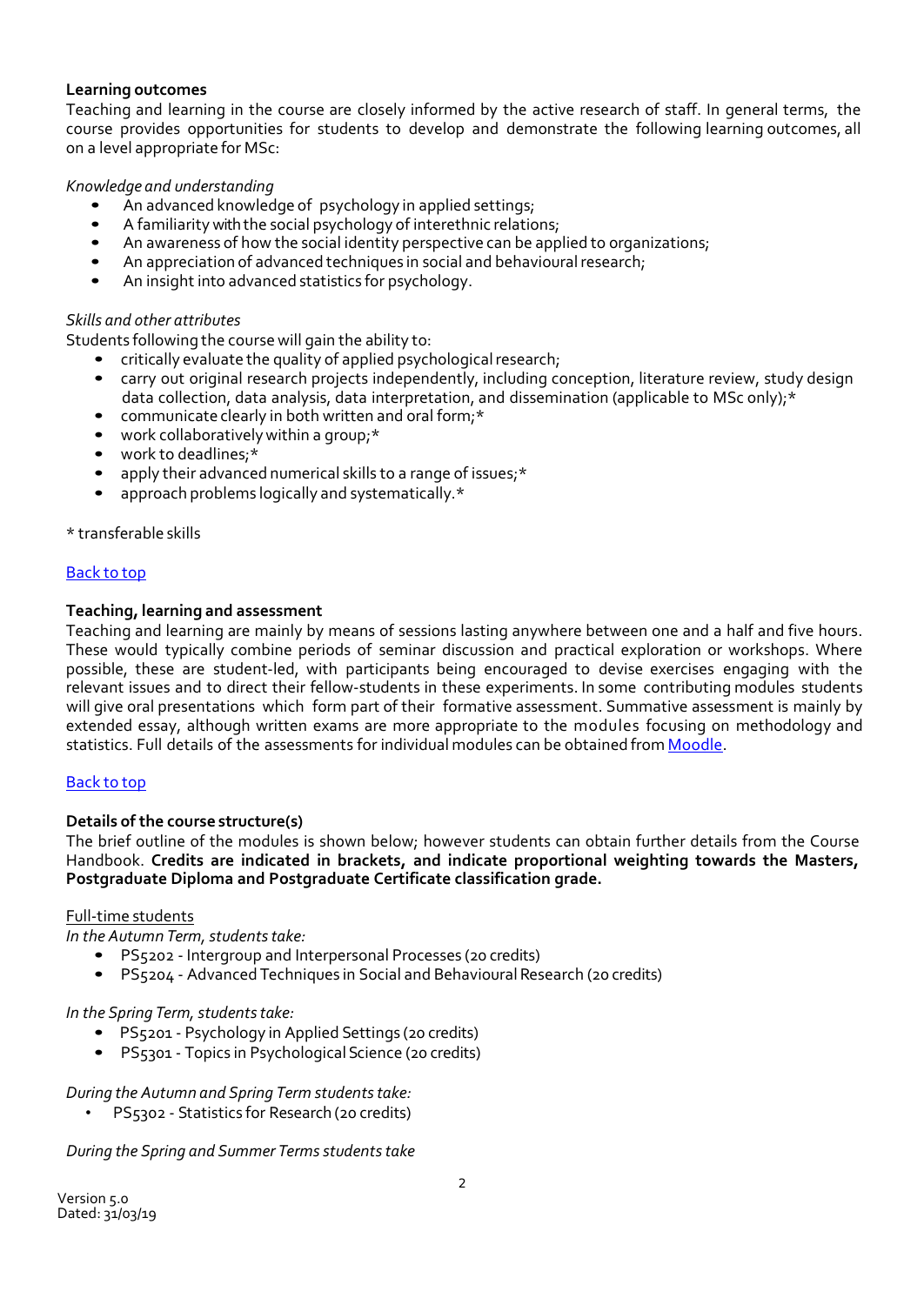**Learning outcomes**

Teaching and learning in the course are closely informed by the active research of staff. In general terms, the course provides opportunities for students to develop and demonstrate the following learning outcomes, all on a level appropriate for MSc:

*Knowledge and understanding*

- An advanced knowledge of psychology in applied settings;
- A familiarity with the social psychology of interethnic relations;
- An awareness of how the social identity perspective can be applied to organizations;
- An appreciation of advanced techniques in social and behavioural research;
- An insight into advanced statistics for psychology.

*Skills and other attributes*

Students following the course will gain the ability to:

- critically evaluate the quality of applied psychological research;
- carry out original research projects independently, including conception, literature review, study design data collection, data analysis, data interpretation, and dissemination (applicable to MSc only);*
- communicate clearly in both written and oral form;*
- work collaboratively within a group;*
- work to deadlines;*
- apply their advanced numerical skills to a range of issues;*
- approach problems logically and systematically.*

* transferable skills

Back to top

**Teaching, learning and assessment**

Teaching and learning are mainly by means of sessions lasting anywhere between one and a half and five hours. These would typically combine periods of seminar discussion and practical exploration or workshops. Where possible, these are student-led, with participants being encouraged to devise exercises engaging with the relevant issues and to direct their fellow-students in these experiments. In some contributing modules students will give oral presentations which form part of their formative assessment. Summative assessment is mainly by extended essay, although written exams are more appropriate to the modules focusing on methodology and statistics. Full details of the assessments for individual modules can be obtained from Moodle.

Back to top

**Details of the course structure(s)**

The brief outline of the modules is shown below; however students can obtain further details from the Course Handbook. **Credits are indicated in brackets, and indicate proportional weighting towards the Masters, Postgraduate Diploma and Postgraduate Certificate classification grade.**

Full-time students

*In the Autumn Term, students take:*

- PS5202 - Intergroup and Interpersonal Processes (20 credits)
- PS5204 - Advanced Techniques in Social and Behavioural Research (20 credits)

*In the Spring Term, students take:*

- PS5201 - Psychology in Applied Settings (20 credits)
- PS5301 - Topics in Psychological Science (20 credits)

*During the Autumn and Spring Term students take:*

- PS5302 - Statistics for Research (20 credits)

*During the Spring and Summer Terms students take*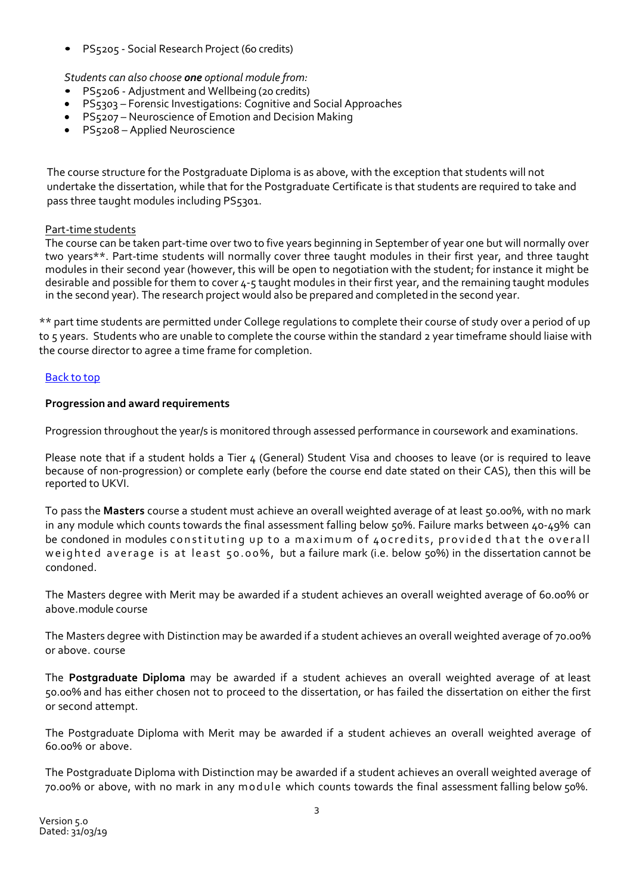- PS5205 - Social Research Project (60 credits)

*Students can also choose **one** optional module from:*

- PS5206 - Adjustment and Wellbeing (20 credits)
- PS5303 – Forensic Investigations: Cognitive and Social Approaches
- PS5207 – Neuroscience of Emotion and Decision Making
- PS5208 – Applied Neuroscience

The course structure for the Postgraduate Diploma is as above, with the exception that students will not undertake the dissertation, while that for the Postgraduate Certificate is that students are required to take and pass three taught modules including PS5301.

Part-time students

The course can be taken part-time over two to five years beginning in September of year one but will normally over two years**. Part-time students will normally cover three taught modules in their first year, and three taught modules in their second year (however, this will be open to negotiation with the student; for instance it might be desirable and possible for them to cover 4-5 taught modules in their first year, and the remaining taught modules in the second year). The research project would also be prepared and completed in the second year.

** part time students are permitted under College regulations to complete their course of study over a period of up to 5 years. Students who are unable to complete the course within the standard 2 year timeframe should liaise with the course director to agree a time frame for completion.

Back to top

**Progression and award requirements**

Progression throughout the year/s is monitored through assessed performance in coursework and examinations.

Please note that if a student holds a Tier 4 (General) Student Visa and chooses to leave (or is required to leave because of non-progression) or complete early (before the course end date stated on their CAS), then this will be reported to UKVI.

To pass the **Masters** course a student must achieve an overall weighted average of at least 50.00%, with no mark in any module which counts towards the final assessment falling below 50%. Failure marks between 40-49% can be condoned in modules constituting up to a maximum of 40credits, provided that the overall weighted average is at least 50.00%, but a failure mark (i.e. below 50%) in the dissertation cannot be condoned.

The Masters degree with Merit may be awarded if a student achieves an overall weighted average of 60.00% or above.module course

The Masters degree with Distinction may be awarded if a student achieves an overall weighted average of 70.00% or above. course

The **Postgraduate Diploma** may be awarded if a student achieves an overall weighted average of at least 50.00% and has either chosen not to proceed to the dissertation, or has failed the dissertation on either the first or second attempt.

The Postgraduate Diploma with Merit may be awarded if a student achieves an overall weighted average of 60.00% or above.

The Postgraduate Diploma with Distinction may be awarded if a student achieves an overall weighted average of 70.00% or above, with no mark in any module which counts towards the final assessment falling below 50%.

Version 5.0
Dated: 31/03/19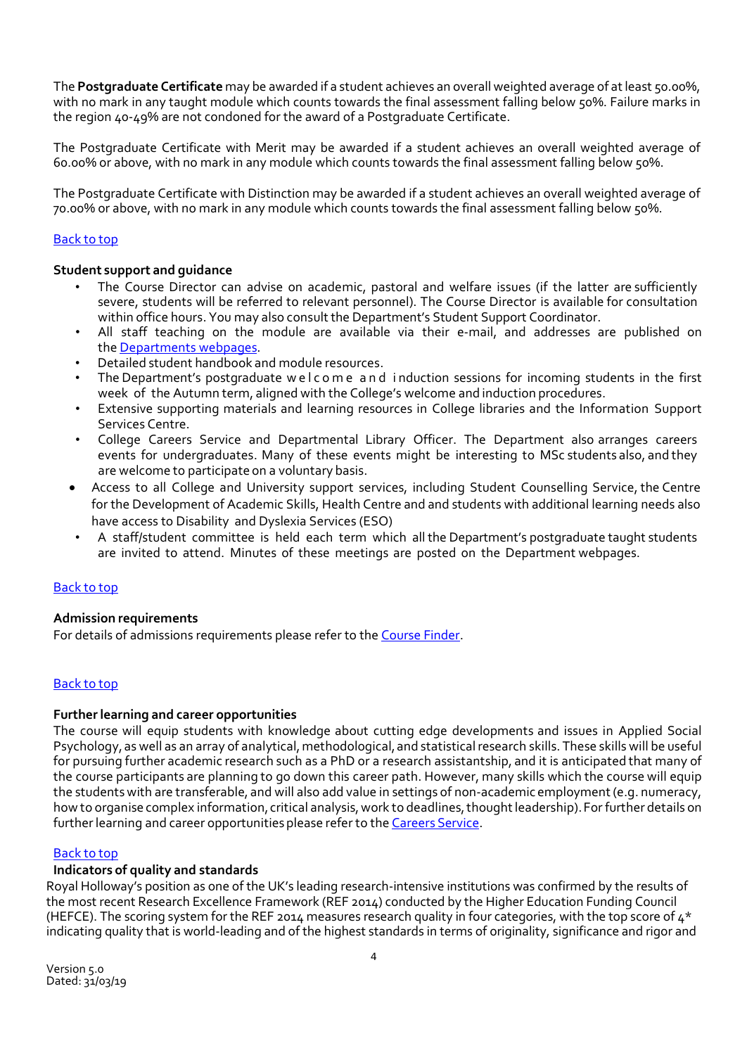The **Postgraduate Certificate** may be awarded if a student achieves an overall weighted average of at least 50.00%, with no mark in any taught module which counts towards the final assessment falling below 50%. Failure marks in the region 40-49% are not condoned for the award of a Postgraduate Certificate.

The Postgraduate Certificate with Merit may be awarded if a student achieves an overall weighted average of 60.00% or above, with no mark in any module which counts towards the final assessment falling below 50%.

The Postgraduate Certificate with Distinction may be awarded if a student achieves an overall weighted average of 70.00% or above, with no mark in any module which counts towards the final assessment falling below 50%.

Back to top

**Student support and guidance**

- The Course Director can advise on academic, pastoral and welfare issues (if the latter are sufficiently severe, students will be referred to relevant personnel). The Course Director is available for consultation within office hours. You may also consult the Department's Student Support Coordinator.
- All staff teaching on the module are available via their e-mail, and addresses are published on the Departments webpages.
- Detailed student handbook and module resources.
- The Department's postgraduate welcome and induction sessions for incoming students in the first week of the Autumn term, aligned with the College's welcome and induction procedures.
- Extensive supporting materials and learning resources in College libraries and the Information Support Services Centre.
- College Careers Service and Departmental Library Officer. The Department also arranges careers events for undergraduates. Many of these events might be interesting to MSc students also, and they are welcome to participate on a voluntary basis.
- Access to all College and University support services, including Student Counselling Service, the Centre for the Development of Academic Skills, Health Centre and and students with additional learning needs also have access to Disability and Dyslexia Services (ESO)
- A staff/student committee is held each term which all the Department's postgraduate taught students are invited to attend. Minutes of these meetings are posted on the Department webpages.

Back to top

**Admission requirements**

For details of admissions requirements please refer to the Course Finder.

Back to top

**Further learning and career opportunities**

The course will equip students with knowledge about cutting edge developments and issues in Applied Social Psychology, as well as an array of analytical, methodological, and statistical research skills. These skills will be useful for pursuing further academic research such as a PhD or a research assistantship, and it is anticipated that many of the course participants are planning to go down this career path. However, many skills which the course will equip the students with are transferable, and will also add value in settings of non-academic employment (e.g. numeracy, how to organise complex information, critical analysis, work to deadlines, thought leadership). For further details on further learning and career opportunities please refer to the Careers Service.

Back to top

**Indicators of quality and standards**

Royal Holloway's position as one of the UK's leading research-intensive institutions was confirmed by the results of the most recent Research Excellence Framework (REF 2014) conducted by the Higher Education Funding Council (HEFCE). The scoring system for the REF 2014 measures research quality in four categories, with the top score of 4* indicating quality that is world-leading and of the highest standards in terms of originality, significance and rigor and

Version 5.0
Dated: 31/03/19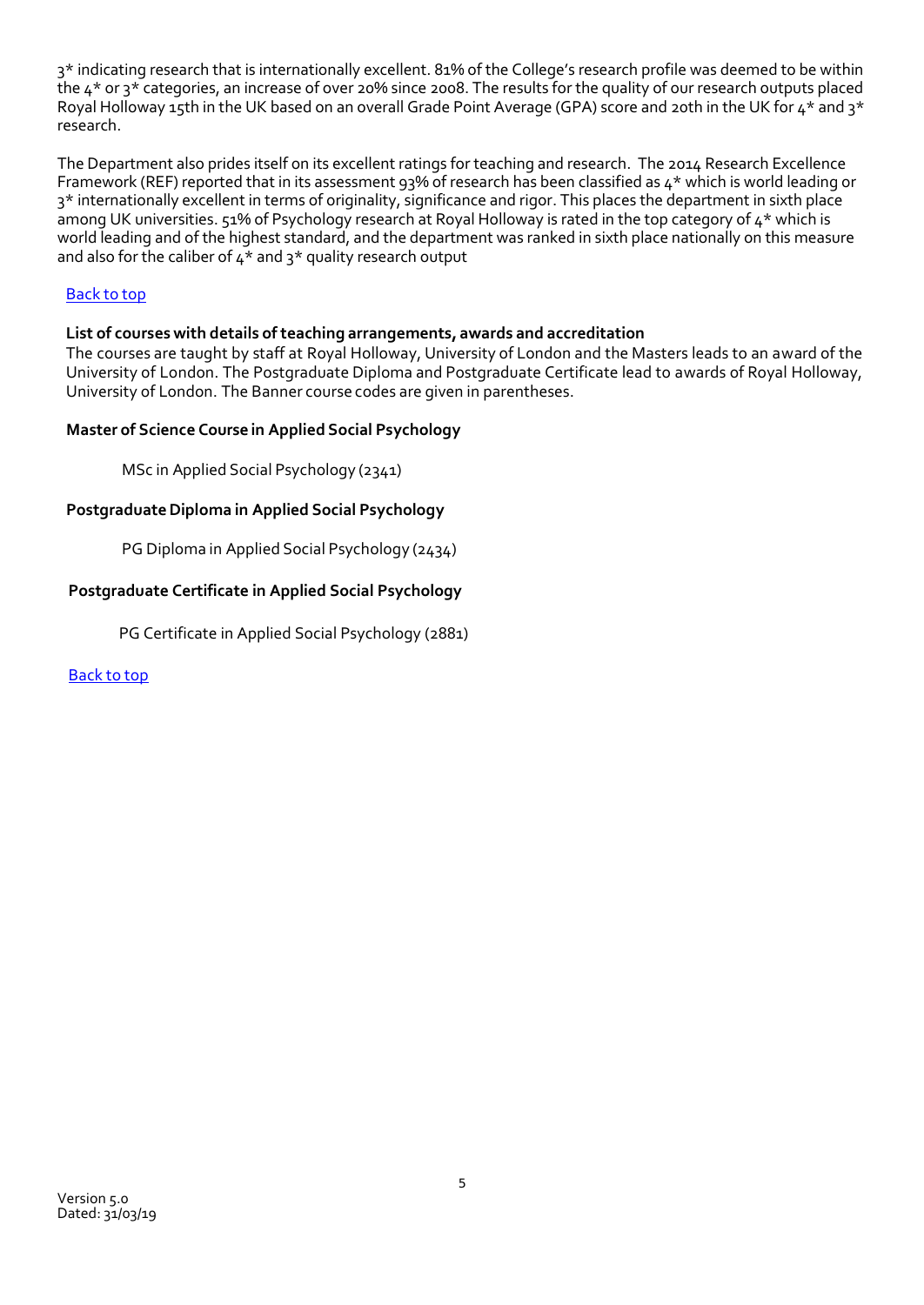3* indicating research that is internationally excellent. 81% of the College's research profile was deemed to be within the 4* or 3* categories, an increase of over 20% since 2008. The results for the quality of our research outputs placed Royal Holloway 15th in the UK based on an overall Grade Point Average (GPA) score and 20th in the UK for 4* and 3* research.

The Department also prides itself on its excellent ratings for teaching and research. The 2014 Research Excellence Framework (REF) reported that in its assessment 93% of research has been classified as 4* which is world leading or 3* internationally excellent in terms of originality, significance and rigor. This places the department in sixth place among UK universities. 51% of Psychology research at Royal Holloway is rated in the top category of 4* which is world leading and of the highest standard, and the department was ranked in sixth place nationally on this measure and also for the caliber of 4* and 3* quality research output

Back to top

**List of courses with details of teaching arrangements, awards and accreditation**

The courses are taught by staff at Royal Holloway, University of London and the Masters leads to an award of the University of London. The Postgraduate Diploma and Postgraduate Certificate lead to awards of Royal Holloway, University of London. The Banner course codes are given in parentheses.

**Master of Science Course in Applied Social Psychology**

MSc in Applied Social Psychology (2341)

**Postgraduate Diploma in Applied Social Psychology**

PG Diploma in Applied Social Psychology (2434)

**Postgraduate Certificate in Applied Social Psychology**

PG Certificate in Applied Social Psychology (2881)

Back to top

Version 5.0
Dated: 31/03/19